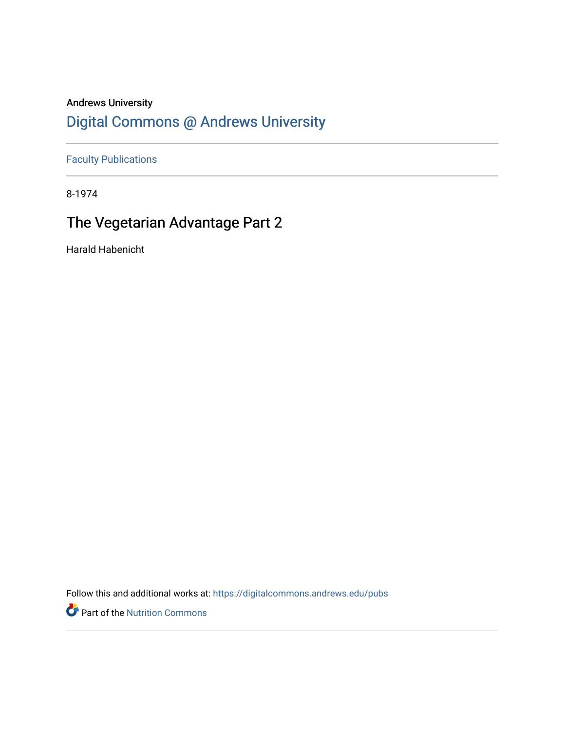Andrews University

# Digital Commons @ Andrews University

Faculty Publications

8-1974

## The Vegetarian Advantage Part 2

Harald Habenicht

Follow this and additional works at: https://digitalcommons.andrews.edu/pubs

Part of the Nutrition Commons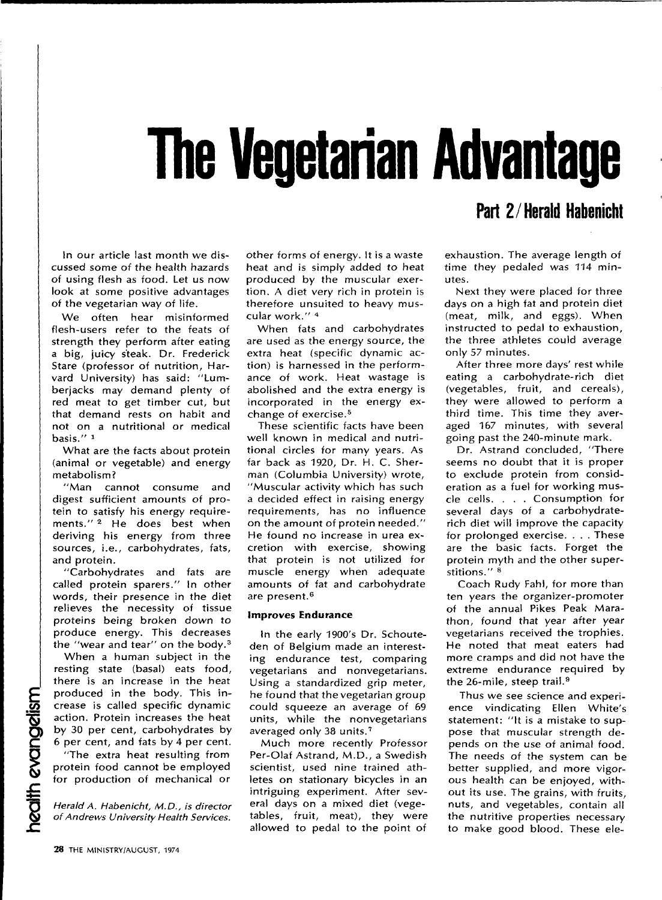# The Vegetarian Advantage

## Part 2 / Herald Habenicht

In our article last month we discussed some of the health hazards of using flesh as food. Let us now look at some positive advantages of the vegetarian way of life.

We often hear misinformed flesh-users refer to the feats of strength they perform after eating a big, juicy steak. Dr. Frederick Stare (professor of nutrition, Harvard University) has said: "Lumberjacks may demand plenty of red meat to get timber cut, but that demand rests on habit and not on a nutritional or medical basis." [1]

What are the facts about protein (animal or vegetable) and energy metabolism?

"Man cannot consume and digest sufficient amounts of protein to satisfy his energy requirements." [2] He does best when deriving his energy from three sources, i.e., carbohydrates, fats, and protein.

"Carbohydrates and fats are called protein sparers." In other words, their presence in the diet relieves the necessity of tissue proteins being broken down to produce energy. This decreases the "wear and tear" on the body.[3]

When a human subject in the resting state (basal) eats food, there is an increase in the heat produced in the body. This increase is called specific dynamic action. Protein increases the heat by 30 per cent, carbohydrates by 6 per cent, and fats by 4 per cent.

"The extra heat resulting from protein food cannot be employed for production of mechanical or other forms of energy. It is a waste heat and is simply added to heat produced by the muscular exertion. A diet very rich in protein is therefore unsuited to heavy muscular work." [4]

When fats and carbohydrates are used as the energy source, the extra heat (specific dynamic action) is harnessed in the performance of work. Heat wastage is abolished and the extra energy is incorporated in the energy exchange of exercise.[5]

These scientific facts have been well known in medical and nutritional circles for many years. As far back as 1920, Dr. H. C. Sherman (Columbia University) wrote, "Muscular activity which has such a decided effect in raising energy requirements, has no influence on the amount of protein needed." He found no increase in urea excretion with exercise, showing that protein is not utilized for muscle energy when adequate amounts of fat and carbohydrate are present.[6]

### Improves Endurance

In the early 1900's Dr. Schouteden of Belgium made an interesting endurance test, comparing vegetarians and nonvegetarians. Using a standardized grip meter, he found that the vegetarian group could squeeze an average of 69 units, while the nonvegetarians averaged only 38 units.[7]

Much more recently Professor Per-Olaf Astrand, M.D., a Swedish scientist, used nine trained athletes on stationary bicycles in an intriguing experiment. After several days on a mixed diet (vegetables, fruit, meat), they were allowed to pedal to the point of exhaustion. The average length of time they pedaled was 114 minutes.

Next they were placed for three days on a high fat and protein diet (meat, milk, and eggs). When instructed to pedal to exhaustion, the three athletes could average only 57 minutes.

After three more days' rest while eating a carbohydrate-rich diet (vegetables, fruit, and cereals), they were allowed to perform a third time. This time they averaged 167 minutes, with several going past the 240-minute mark.

Dr. Astrand concluded, "There seems no doubt that it is proper to exclude protein from consideration as a fuel for working muscle cells. . . . Consumption for several days of a carbohydrate-rich diet will improve the capacity for prolonged exercise. . . . These are the basic facts. Forget the protein myth and the other superstitions." [8]

Coach Rudy Fahl, for more than ten years the organizer-promoter of the annual Pikes Peak Marathon, found that year after year vegetarians received the trophies. He noted that meat eaters had more cramps and did not have the extreme endurance required by the 26-mile, steep trail.[9]

Thus we see science and experience vindicating Ellen White's statement: "It is a mistake to suppose that muscular strength depends on the use of animal food. The needs of the system can be better supplied, and more vigorous health can be enjoyed, without its use. The grains, with fruits, nuts, and vegetables, contain all the nutritive properties necessary to make good blood. These ele-

*Herald A. Habenicht, M.D., is director of Andrews University Health Services.*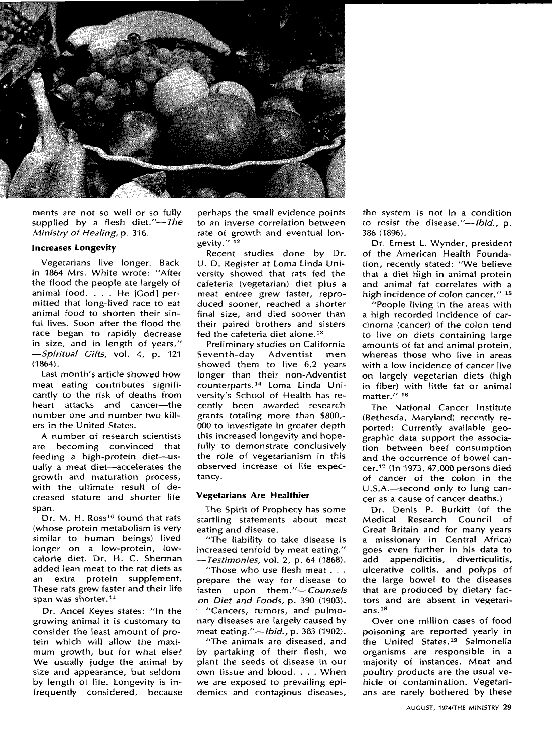ments are not so well or so fully supplied by a flesh diet."—*The Ministry of Healing*, p. 316.

### Increases Longevity

Vegetarians live longer. Back in 1864 Mrs. White wrote: "After the flood the people ate largely of animal food. . . . He [God] permitted that long-lived race to eat animal food to shorten their sinful lives. Soon after the flood the race began to rapidly decrease in size, and in length of years." —*Spiritual Gifts*, vol. 4, p. 121 (1864).

Last month's article showed how meat eating contributes significantly to the risk of deaths from heart attacks and cancer—the number one and number two killers in the United States.

A number of research scientists are becoming convinced that feeding a high-protein diet—usually a meat diet—accelerates the growth and maturation process, with the ultimate result of decreased stature and shorter life span.

Dr. M. H. Ross[10] found that rats (whose protein metabolism is very similar to human beings) lived longer on a low-protein, low-calorie diet. Dr. H. C. Sherman added lean meat to the rat diets as an extra protein supplement. These rats grew faster and their life span was shorter.[11]

Dr. Ancel Keyes states: "In the growing animal it is customary to consider the least amount of protein which will allow the maximum growth, but for what else? We usually judge the animal by size and appearance, but seldom by length of life. Longevity is infrequently considered, because perhaps the small evidence points to an inverse correlation between rate of growth and eventual longevity."[12]

Recent studies done by Dr. U. D. Register at Loma Linda University showed that rats fed the cafeteria (vegetarian) diet plus a meat entree grew faster, reproduced sooner, reached a shorter final size, and died sooner than their paired brothers and sisters fed the cafeteria diet alone.[13]

Preliminary studies on California Seventh-day Adventist men showed them to live 6.2 years longer than their non-Adventist counterparts.[14] Loma Linda University's School of Health has recently been awarded research grants totaling more than $800,000 to investigate in greater depth this increased longevity and hopefully to demonstrate conclusively the role of vegetarianism in this observed increase of life expectancy.

### Vegetarians Are Healthier

The Spirit of Prophecy has some startling statements about meat eating and disease.

"The liability to take disease is increased tenfold by meat eating." —*Testimonies*, vol. 2, p. 64 (1868).

"Those who use flesh meat . . . prepare the way for disease to fasten upon them."—*Counsels on Diet and Foods*, p. 390 (1903).

"Cancers, tumors, and pulmonary diseases are largely caused by meat eating."—*Ibid.*, p. 383 (1902).

"The animals are diseased, and by partaking of their flesh, we plant the seeds of disease in our own tissue and blood. . . . When we are exposed to prevailing epidemics and contagious diseases, the system is not in a condition to resist the disease."—*Ibid.*, p. 386 (1896).

Dr. Ernest L. Wynder, president of the American Health Foundation, recently stated: "We believe that a diet high in animal protein and animal fat correlates with a high incidence of colon cancer."[15]

"People living in the areas with a high recorded incidence of carcinoma (cancer) of the colon tend to live on diets containing large amounts of fat and animal protein, whereas those who live in areas with a low incidence of cancer live on largely vegetarian diets (high in fiber) with little fat or animal matter."[16]

The National Cancer Institute (Bethesda, Maryland) recently reported: Currently available geographic data support the association between beef consumption and the occurrence of bowel cancer.[17] (In 1973, 47,000 persons died of cancer of the colon in the U.S.A.—second only to lung cancer as a cause of cancer deaths.)

Dr. Denis P. Burkitt (of the Medical Research Council of Great Britain and for many years a missionary in Central Africa) goes even further in his data to add appendicitis, diverticulitis, ulcerative colitis, and polyps of the large bowel to the diseases that are produced by dietary factors and are absent in vegetarians.[18]

Over one million cases of food poisoning are reported yearly in the United States.[19] Salmonella organisms are responsible in a majority of instances. Meat and poultry products are the usual vehicle of contamination. Vegetarians are rarely bothered by these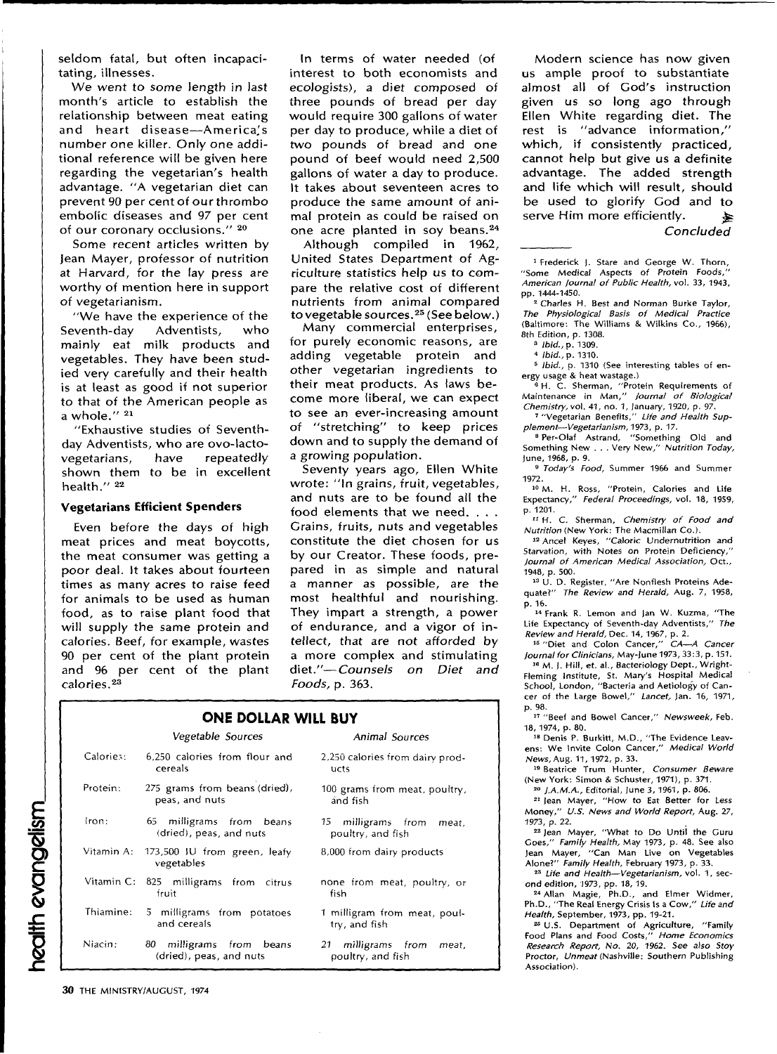seldom fatal, but often incapacitating, illnesses.

We went to some length in last month's article to establish the relationship between meat eating and heart disease—America's number one killer. Only one additional reference will be given here regarding the vegetarian's health advantage. "A vegetarian diet can prevent 90 per cent of our thrombo embolic diseases and 97 per cent of our coronary occlusions." [20]

Some recent articles written by Jean Mayer, professor of nutrition at Harvard, for the lay press are worthy of mention here in support of vegetarianism.

"We have the experience of the Seventh-day Adventists, who mainly eat milk products and vegetables. They have been studied very carefully and their health is at least as good if not superior to that of the American people as a whole." [21]

"Exhaustive studies of Seventh-day Adventists, who are ovo-lacto-vegetarians, have repeatedly shown them to be in excellent health." [22]

### Vegetarians Efficient Spenders

Even before the days of high meat prices and meat boycotts, the meat consumer was getting a poor deal. It takes about fourteen times as many acres to raise feed for animals to be used as human food, as to raise plant food that will supply the same protein and calories. Beef, for example, wastes 90 per cent of the plant protein and 96 per cent of the plant calories.[23]

In terms of water needed (of interest to both economists and ecologists), a diet composed of three pounds of bread per day would require 300 gallons of water per day to produce, while a diet of two pounds of bread and one pound of beef would need 2,500 gallons of water a day to produce. It takes about seventeen acres to produce the same amount of animal protein as could be raised on one acre planted in soy beans.[24]

Although compiled in 1962, United States Department of Agriculture statistics help us to compare the relative cost of different nutrients from animal compared to vegetable sources.[25] (See below.)

Many commercial enterprises, for purely economic reasons, are adding vegetable protein and other vegetarian ingredients to their meat products. As laws become more liberal, we can expect to see an ever-increasing amount of "stretching" to keep prices down and to supply the demand of a growing population.

Seventy years ago, Ellen White wrote: "In grains, fruit, vegetables, and nuts are to be found all the food elements that we need. . . . Grains, fruits, nuts and vegetables constitute the diet chosen for us by our Creator. These foods, prepared in as simple and natural a manner as possible, are the most healthful and nourishing. They impart a strength, a power of endurance, and a vigor of intellect, that are not afforded by a more complex and stimulating diet."—*Counsels on Diet and Foods*, p. 363.

Modern science has now given us ample proof to substantiate almost all of God's instruction given us so long ago through Ellen White regarding diet. The rest is "advance information," which, if consistently practiced, cannot help but give us a definite advantage. The added strength and life which will result, should be used to glorify God and to serve Him more efficiently.

*Concluded*

### ONE DOLLAR WILL BUY

| | *Vegetable Sources* | *Animal Sources* |
|---|---|---|
| Calories: | 6,250 calories from flour and cereals | 2,250 calories from dairy products |
| Protein: | 275 grams from beans (dried), peas, and nuts | 100 grams from meat, poultry, and fish |
| Iron: | 65 milligrams from beans (dried), peas, and nuts | 15 milligrams from meat, poultry, and fish |
| Vitamin A: | 173,500 IU from green, leafy vegetables | 8,000 from dairy products |
| Vitamin C: | 825 milligrams from citrus fruit | none from meat, poultry, or fish |
| Thiamine: | 5 milligrams from potatoes and cereals | 1 milligram from meat, poultry, and fish |
| Niacin: | 80 milligrams from beans (dried), peas, and nuts | 21 milligrams from meat, poultry, and fish |

---

[1] Frederick J. Stare and George W. Thorn, "Some Medical Aspects of Protein Foods," *American Journal of Public Health*, vol. 33, 1943, pp. 1444-1450.

[2] Charles H. Best and Norman Burke Taylor, *The Physiological Basis of Medical Practice* (Baltimore: The Williams & Wilkins Co., 1966), 8th Edition, p. 1308.

[3] *Ibid.*, p. 1309.

[4] *Ibid.*, p. 1310.

[5] *Ibid.*, p. 1310 (See interesting tables of energy usage & heat wastage.)

[6] H. C. Sherman, "Protein Requirements of Maintenance in Man," *Journal of Biological Chemistry*, vol. 41, no. 1, January, 1920, p. 97.

[7] "Vegetarian Benefits," *Life and Health Supplement—Vegetarianism*, 1973, p. 17.

[8] Per-Olaf Astrand, "Something Old and Something New . . . Very New," *Nutrition Today*, June, 1968, p. 9.

[9] *Today's Food*, Summer 1966 and Summer 1972.

[10] M. H. Ross, "Protein, Calories and Life Expectancy," *Federal Proceedings*, vol. 18, 1959, p. 1201.

[11] H. C. Sherman, *Chemistry of Food and Nutrition* (New York: The Macmillan Co.).

[12] Ancel Keyes, "Caloric Undernutrition and Starvation, with Notes on Protein Deficiency," *Journal of American Medical Association*, Oct., 1948, p. 500.

[13] U. D. Register, "Are Nonflesh Proteins Adequate?" *The Review and Herald*, Aug. 7, 1958, p. 16.

[14] Frank R. Lemon and Jan W. Kuzma, "The Life Expectancy of Seventh-day Adventists," *The Review and Herald*, Dec. 14, 1967, p. 2.

[15] "Diet and Colon Cancer," *CA—A Cancer Journal for Clinicians*, May-June 1973, 33:3, p. 151.

[16] M. J. Hill, et. al., Bacteriology Dept., Wright-Fleming Institute, St. Mary's Hospital Medical School, London, "Bacteria and Aetiology of Cancer of the Large Bowel," *Lancet*, Jan. 16, 1971, p. 98.

[17] "Beef and Bowel Cancer," *Newsweek*, Feb. 18, 1974, p. 80.

[18] Denis P. Burkitt, M.D., "The Evidence Leavens: We Invite Colon Cancer," *Medical World News*, Aug. 11, 1972, p. 33.

[19] Beatrice Trum Hunter, *Consumer Beware* (New York: Simon & Schuster, 1971), p. 371.

[20] *J.A.M.A.*, Editorial, June 3, 1961, p. 806.

[21] Jean Mayer, "How to Eat Better for Less Money," *U.S. News and World Report*, Aug. 27, 1973, p. 22.

[22] Jean Mayer, "What to Do Until the Guru Goes," *Family Health*, May 1973, p. 48. See also Jean Mayer, "Can Man Live on Vegetables Alone?" *Family Health*, February 1973, p. 33.

[23] *Life and Health—Vegetarianism*, vol. 1, second edition, 1973, pp. 18, 19.

[24] Allan Magie, Ph.D., and Elmer Widmer, Ph.D., "The Real Energy Crisis Is a Cow," *Life and Health*, September, 1973, pp. 19-21.

[25] U.S. Department of Agriculture, "Family Food Plans and Food Costs," *Home Economics Research Report, No. 20*, 1962. See also Stoy Proctor, *Unmeat* (Nashville: Southern Publishing Association).